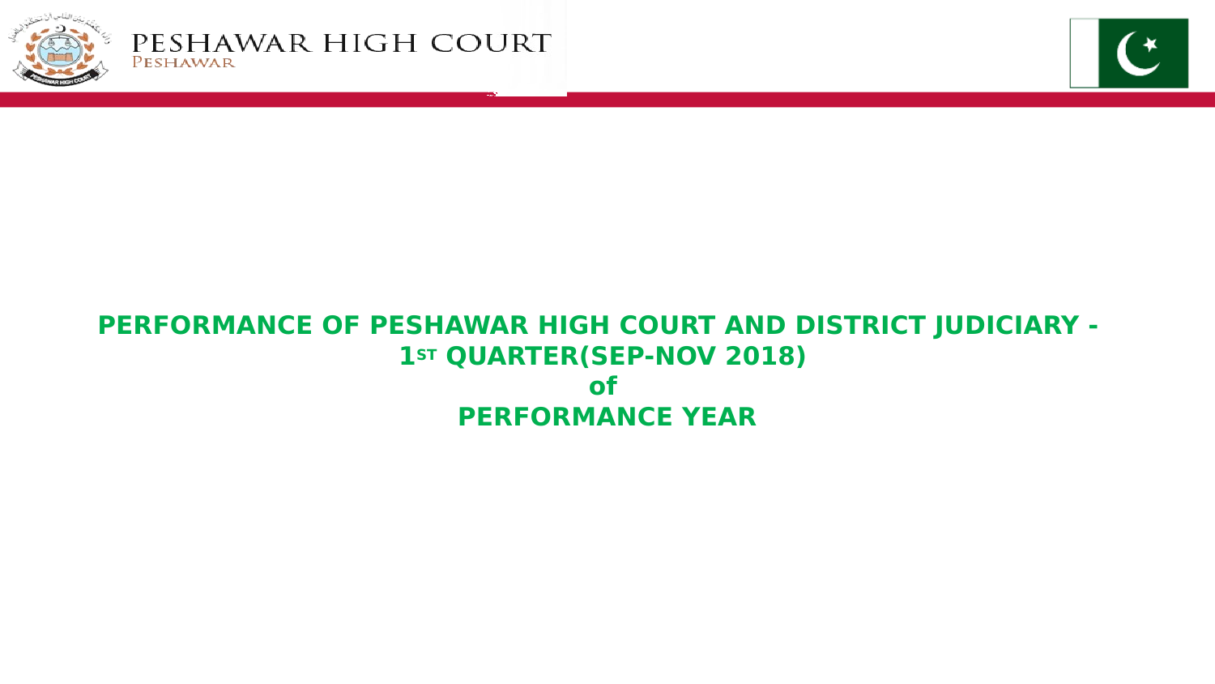PESHAWAR HIGH COURT
PESHAWAR

# PERFORMANCE OF PESHAWAR HIGH COURT AND DISTRICT JUDICIARY - 1ST QUARTER(SEP-NOV 2018) of PERFORMANCE YEAR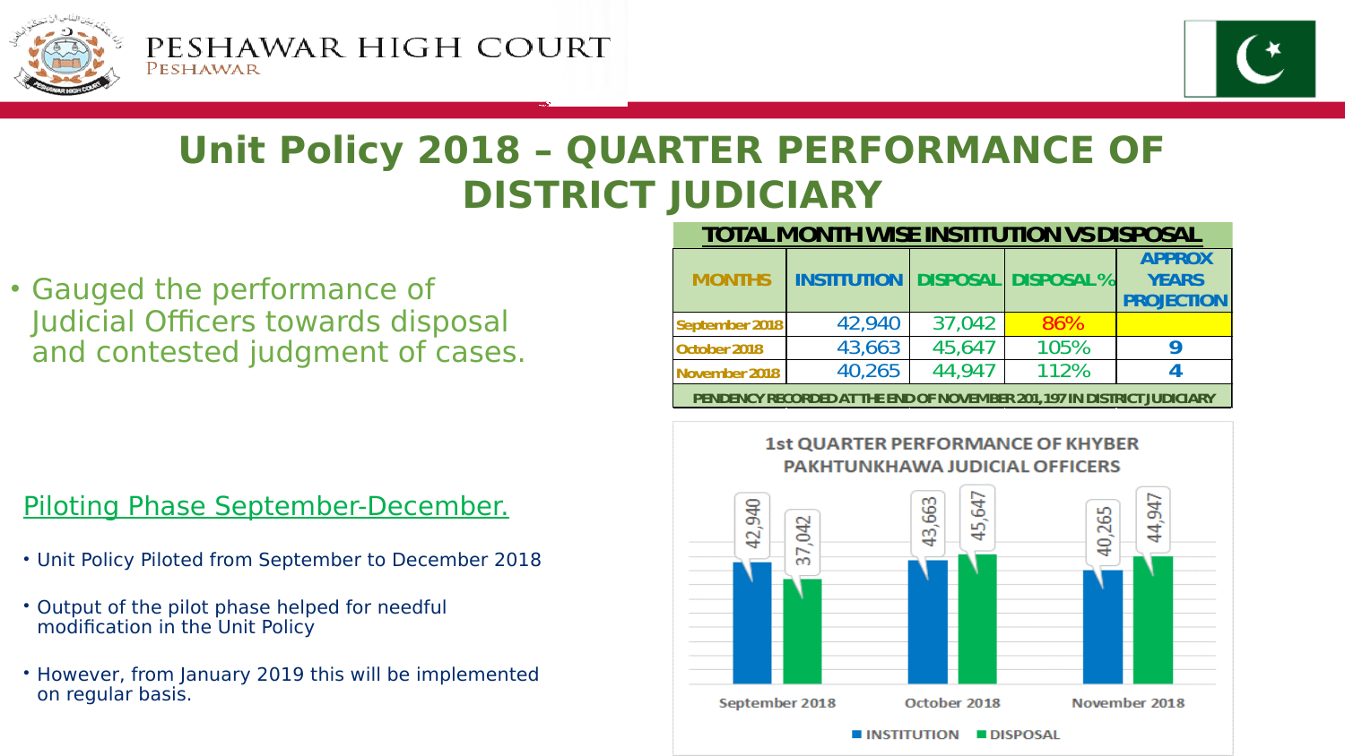PESHAWAR HIGH COURT
PESHAWAR

# Unit Policy 2018 – QUARTER PERFORMANCE OF DISTRICT JUDICIARY

- Gauged the performance of Judicial Officers towards disposal and contested judgment of cases.

| TOTAL MONTH WISE INSTITUTION VS DISPOSAL | | | | |
|---|---|---|---|---|
| MONTHS | INSTITUTION | DISPOSAL | DISPOSAL% | APPROX YEARS PROJECTION |
| September 2018 | 42,940 | 37,042 | 86% | |
| October 2018 | 43,663 | 45,647 | 105% | 9 |
| November 2018 | 40,265 | 44,947 | 112% | 4 |
| PENDENCY RECORDED AT THE END OF NOVEMBER 201,197 IN DISTRICT JUDICIARY | | | | |

**1st QUARTER PERFORMANCE OF KHYBER PAKHTUNKHAWA JUDICIAL OFFICERS**

| | INSTITUTION | DISPOSAL |
|---|---|---|
| September 2018 | 42,940 | 37,042 |
| October 2018 | 43,663 | 45,647 |
| November 2018 | 40,265 | 44,947 |

Piloting Phase September-December.

- Unit Policy Piloted from September to December 2018
- Output of the pilot phase helped for needful modification in the Unit Policy
- However, from January 2019 this will be implemented on regular basis.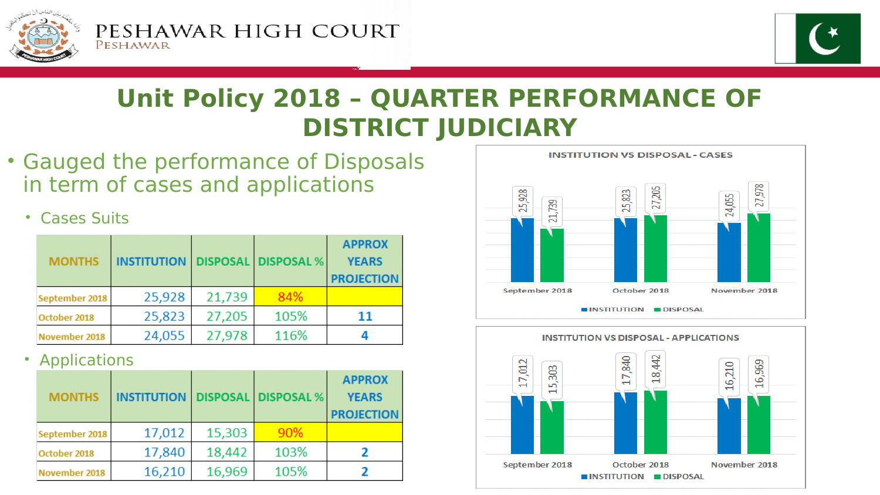# Unit Policy 2018 – QUARTER PERFORMANCE OF DISTRICT JUDICIARY

- Gauged the performance of Disposals in term of cases and applications
  - Cases Suits

| MONTHS | INSTITUTION | DISPOSAL | DISPOSAL % | APPROX YEARS PROJECTION |
|---|---|---|---|---|
| September 2018 | 25,928 | 21,739 | 84% | |
| October 2018 | 25,823 | 27,205 | 105% | 11 |
| November 2018 | 24,055 | 27,978 | 116% | 4 |

  - Applications

| MONTHS | INSTITUTION | DISPOSAL | DISPOSAL % | APPROX YEARS PROJECTION |
|---|---|---|---|---|
| September 2018 | 17,012 | 15,303 | 90% | |
| October 2018 | 17,840 | 18,442 | 103% | 2 |
| November 2018 | 16,210 | 16,969 | 105% | 2 |

**INSTITUTION VS DISPOSAL - CASES**

| | INSTITUTION | DISPOSAL |
|---|---|---|
| September 2018 | 25,928 | 21,739 |
| October 2018 | 25,823 | 27,205 |
| November 2018 | 24,055 | 27,978 |

**INSTITUTION VS DISPOSAL - APPLICATIONS**

| | INSTITUTION | DISPOSAL |
|---|---|---|
| September 2018 | 17,012 | 15,303 |
| October 2018 | 17,840 | 18,442 |
| November 2018 | 16,210 | 16,969 |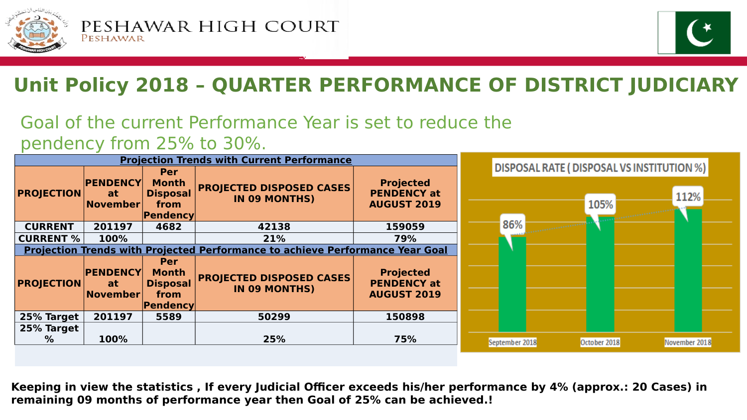# Unit Policy 2018 – QUARTER PERFORMANCE OF DISTRICT JUDICIARY

Goal of the current Performance Year is set to reduce the pendency from 25% to 30%.

| Projection Trends with Current Performance | | | | |
|---|---|---|---|---|
| **PROJECTION** | **PENDENCY at November** | **Per Month Disposal from Pendency** | **PROJECTED DISPOSED CASES IN 09 MONTHS)** | **Projected PENDENCY at AUGUST 2019** |
| **CURRENT** | 201197 | 4682 | 42138 | 159059 |
| **CURRENT %** | 100% | | 21% | 79% |
| **Projection Trends with Projected Performance to achieve Performance Year Goal** | | | | |
| **PROJECTION** | **PENDENCY at November** | **Per Month Disposal from Pendency** | **PROJECTED DISPOSED CASES IN 09 MONTHS)** | **Projected PENDENCY at AUGUST 2019** |
| **25% Target** | 201197 | 5589 | 50299 | 150898 |
| **25% Target %** | 100% | | 25% | 75% |

**DISPOSAL RATE ( DISPOSAL VS INSTITUTION %)**

| Month | Disposal Rate |
|---|---|
| September 2018 | 86% |
| October 2018 | 105% |
| November 2018 | 112% |

**Keeping in view the statistics , If every Judicial Officer exceeds his/her performance by 4% (approx.: 20 Cases) in remaining 09 months of performance year then Goal of 25% can be achieved.!**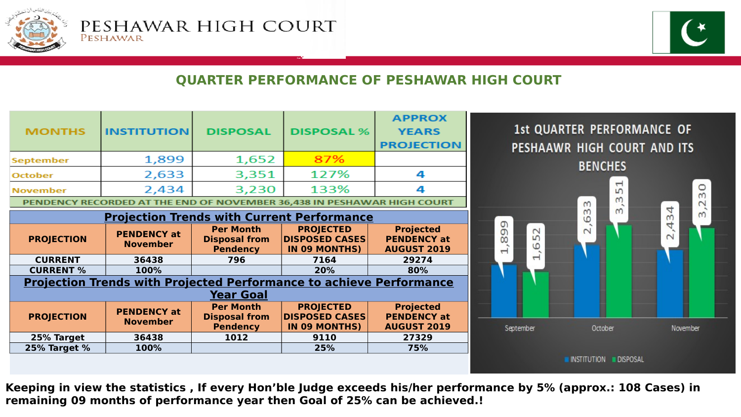PESHAWAR HIGH COURT
PESHAWAR

## QUARTER PERFORMANCE OF PESHAWAR HIGH COURT

| MONTHS | INSTITUTION | DISPOSAL | DISPOSAL % | APPROX YEARS PROJECTION |
|---|---|---|---|---|
| September | 1,899 | 1,652 | 87% | |
| October | 2,633 | 3,351 | 127% | 4 |
| November | 2,434 | 3,230 | 133% | 4 |
| PENDENCY RECORDED AT THE END OF NOVEMBER 36,438 IN PESHAWAR HIGH COURT | | | | |

**Projection Trends with Current Performance**

| PROJECTION | PENDENCY at November | Per Month Disposal from Pendency | PROJECTED DISPOSED CASES IN 09 MONTHS) | Projected PENDENCY at AUGUST 2019 |
|---|---|---|---|---|
| CURRENT | 36438 | 796 | 7164 | 29274 |
| CURRENT % | 100% | | 20% | 80% |

**Projection Trends with Projected Performance to achieve Performance Year Goal**

| PROJECTION | PENDENCY at November | Per Month Disposal from Pendency | PROJECTED DISPOSED CASES IN 09 MONTHS) | Projected PENDENCY at AUGUST 2019 |
|---|---|---|---|---|
| 25% Target | 36438 | 1012 | 9110 | 27329 |
| 25% Target % | 100% | | 25% | 75% |

1st QUARTER PERFORMANCE OF PESHAAWR HIGH COURT AND ITS BENCHES

1,899
1,652
2,633
3,351
2,434
3,230

September
October
November

INSTITUTION
DISPOSAL

**Keeping in view the statistics , If every Hon'ble Judge exceeds his/her performance by 5% (approx.: 108 Cases) in remaining 09 months of performance year then Goal of 25% can be achieved.!**